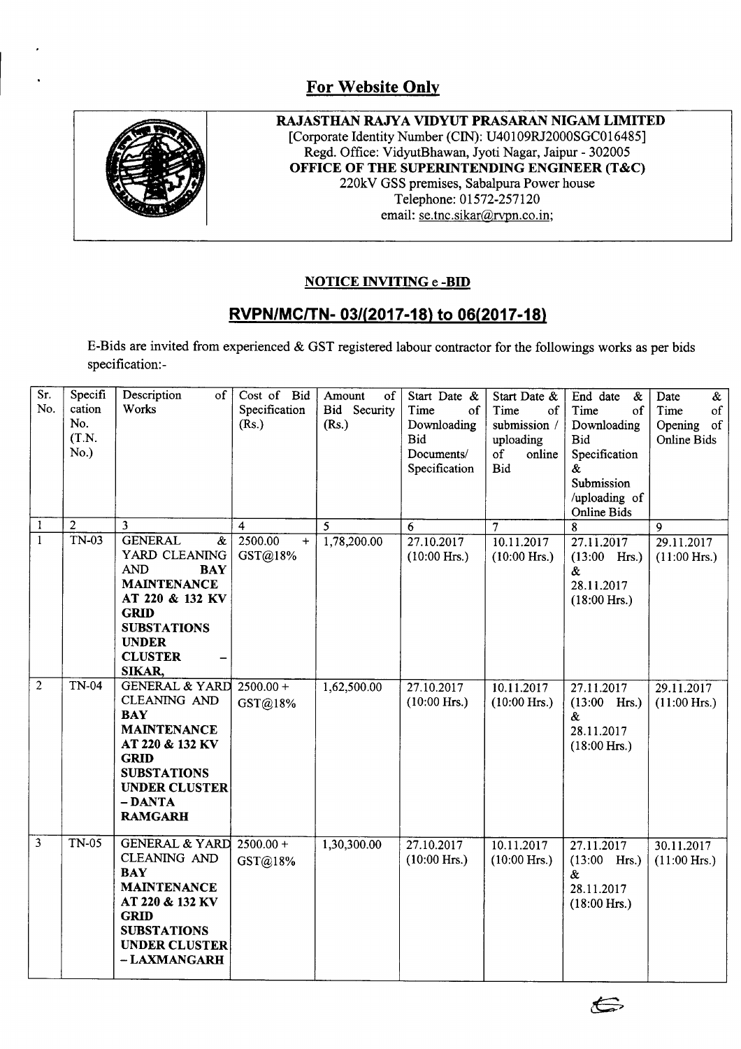## For Website Only

**RAJASTHAN RAJYA VIDYUT PRASARAN NIGAM LIMITED**
[Corporate Identity Number (CIN): U40109RJ2000SGC016485]
Regd. Office: VidyutBhawan, Jyoti Nagar, Jaipur - 302005
**OFFICE OF THE SUPERINTENDING ENGINEER (T&C)**
220kV GSS premises, Sabalpura Power house
Telephone: 01572-257120
email: se.tnc.sikar@rvpn.co.in;

### NOTICE INVITING e -BID

## RVPN/MC/TN- 03/(2017-18) to 06(2017-18)

E-Bids are invited from experienced & GST registered labour contractor for the followings works as per bids specification:-

| Sr. No. | Specification No. (T.N. No.) | Description of Works | Cost of Bid Specification (Rs.) | Amount of Bid Security (Rs.) | Start Date & Time of Downloading Bid Documents/ Specification | Start Date & Time of submission / uploading of online Bid | End date & Time of Downloading Bid Specification & Submission /uploading of Online Bids | Date & Time of Opening of Online Bids |
|---|---|---|---|---|---|---|---|---|
| 1 | 2 | 3 | 4 | 5 | 6 | 7 | 8 | 9 |
| 1 | TN-03 | GENERAL & YARD CLEANING AND BAY MAINTENANCE AT 220 & 132 KV GRID SUBSTATIONS UNDER CLUSTER – SIKAR, | 2500.00 + GST@18% | 1,78,200.00 | 27.10.2017 (10:00 Hrs.) | 10.11.2017 (10:00 Hrs.) | 27.11.2017 (13:00 Hrs.) & 28.11.2017 (18:00 Hrs.) | 29.11.2017 (11:00 Hrs.) |
| 2 | TN-04 | GENERAL & YARD CLEANING AND BAY MAINTENANCE AT 220 & 132 KV GRID SUBSTATIONS UNDER CLUSTER – DANTA RAMGARH | 2500.00 + GST@18% | 1,62,500.00 | 27.10.2017 (10:00 Hrs.) | 10.11.2017 (10:00 Hrs.) | 27.11.2017 (13:00 Hrs.) & 28.11.2017 (18:00 Hrs.) | 29.11.2017 (11:00 Hrs.) |
| 3 | TN-05 | GENERAL & YARD CLEANING AND BAY MAINTENANCE AT 220 & 132 KV GRID SUBSTATIONS UNDER CLUSTER – LAXMANGARH | 2500.00 + GST@18% | 1,30,300.00 | 27.10.2017 (10:00 Hrs.) | 10.11.2017 (10:00 Hrs.) | 27.11.2017 (13:00 Hrs.) & 28.11.2017 (18:00 Hrs.) | 30.11.2017 (11:00 Hrs.) |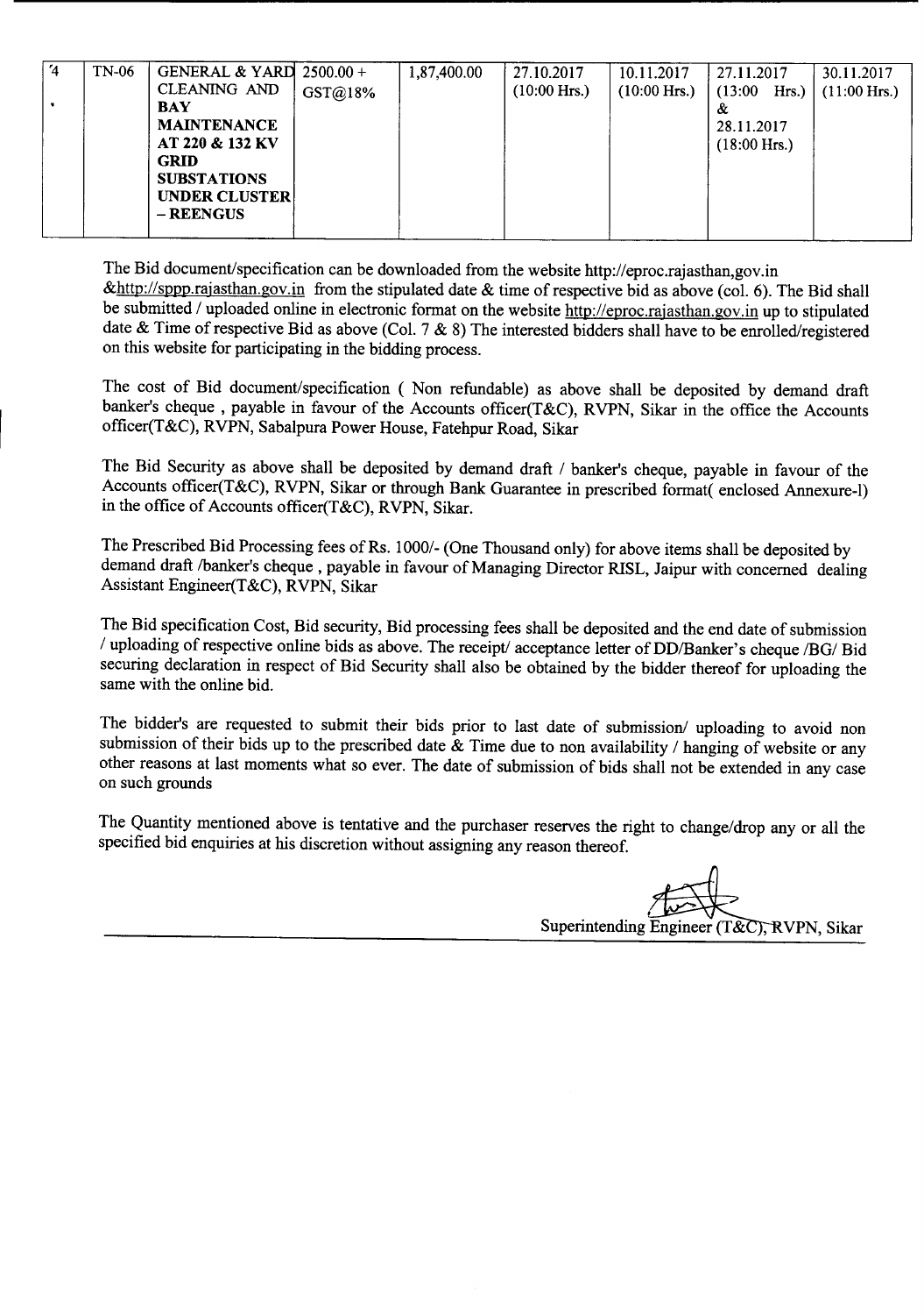| | | | | | | | | |
|---|---|---|---|---|---|---|---|---|
| 4 | TN-06 | **GENERAL & YARD CLEANING AND BAY MAINTENANCE AT 220 & 132 KV GRID SUBSTATIONS UNDER CLUSTER – REENGUS** | 2500.00 + GST@18% | 1,87,400.00 | 27.10.2017 (10:00 Hrs.) | 10.11.2017 (10:00 Hrs.) | 27.11.2017 (13:00 Hrs.) & 28.11.2017 (18:00 Hrs.) | 30.11.2017 (11:00 Hrs.) |

The Bid document/specification can be downloaded from the website http://eproc.rajasthan,gov.in &http://sppp.rajasthan.gov.in from the stipulated date & time of respective bid as above (col. 6). The Bid shall be submitted / uploaded online in electronic format on the website http://eproc.rajasthan.gov.in up to stipulated date & Time of respective Bid as above (Col. 7 & 8) The interested bidders shall have to be enrolled/registered on this website for participating in the bidding process.

The cost of Bid document/specification ( Non refundable) as above shall be deposited by demand draft banker's cheque , payable in favour of the Accounts officer(T&C), RVPN, Sikar in the office the Accounts officer(T&C), RVPN, Sabalpura Power House, Fatehpur Road, Sikar

The Bid Security as above shall be deposited by demand draft / banker's cheque, payable in favour of the Accounts officer(T&C), RVPN, Sikar or through Bank Guarantee in prescribed format( enclosed Annexure-l) in the office of Accounts officer(T&C), RVPN, Sikar.

The Prescribed Bid Processing fees of Rs. 1000/- (One Thousand only) for above items shall be deposited by demand draft /banker's cheque , payable in favour of Managing Director RISL, Jaipur with concerned dealing Assistant Engineer(T&C), RVPN, Sikar

The Bid specification Cost, Bid security, Bid processing fees shall be deposited and the end date of submission / uploading of respective online bids as above. The receipt/ acceptance letter of DD/Banker's cheque /BG/ Bid securing declaration in respect of Bid Security shall also be obtained by the bidder thereof for uploading the same with the online bid.

The bidder's are requested to submit their bids prior to last date of submission/ uploading to avoid non submission of their bids up to the prescribed date & Time due to non availability / hanging of website or any other reasons at last moments what so ever. The date of submission of bids shall not be extended in any case on such grounds

The Quantity mentioned above is tentative and the purchaser reserves the right to change/drop any or all the specified bid enquiries at his discretion without assigning any reason thereof.

Superintending Engineer (T&C), RVPN, Sikar